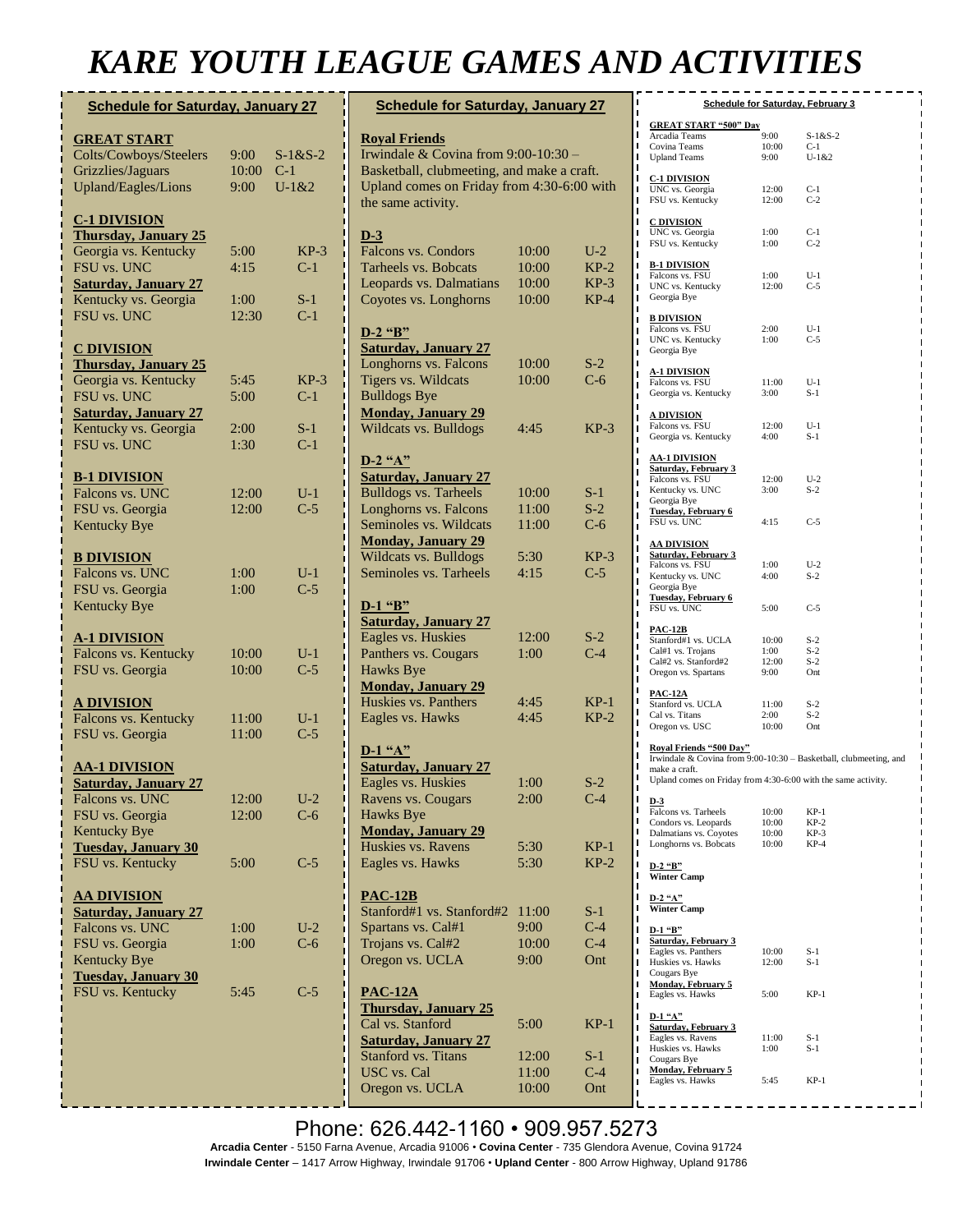# KARE YOUTH LEAGUE GAMES AND ACTIVITIES

## Schedule for Saturday, January 27

**GREAT START**

| | | |
|---|---|---|
| Colts/Cowboys/Steelers | 9:00 | S-1&S-2 |
| Grizzlies/Jaguars | 10:00 | C-1 |
| Upland/Eagles/Lions | 9:00 | U-1&2 |

**C-1 DIVISION**

| | | |
|---|---|---|
| **Thursday, January 25** | | |
| Georgia vs. Kentucky | 5:00 | KP-3 |
| FSU vs. UNC | 4:15 | C-1 |
| **Saturday, January 27** | | |
| Kentucky vs. Georgia | 1:00 | S-1 |
| FSU vs. UNC | 12:30 | C-1 |

**C DIVISION**

| | | |
|---|---|---|
| **Thursday, January 25** | | |
| Georgia vs. Kentucky | 5:45 | KP-3 |
| FSU vs. UNC | 5:00 | C-1 |
| **Saturday, January 27** | | |
| Kentucky vs. Georgia | 2:00 | S-1 |
| FSU vs. UNC | 1:30 | C-1 |

**B-1 DIVISION**

| | | |
|---|---|---|
| Falcons vs. UNC | 12:00 | U-1 |
| FSU vs. Georgia | 12:00 | C-5 |
| Kentucky Bye | | |

**B DIVISION**

| | | |
|---|---|---|
| Falcons vs. UNC | 1:00 | U-1 |
| FSU vs. Georgia | 1:00 | C-5 |
| Kentucky Bye | | |

**A-1 DIVISION**

| | | |
|---|---|---|
| Falcons vs. Kentucky | 10:00 | U-1 |
| FSU vs. Georgia | 10:00 | C-5 |

**A DIVISION**

| | | |
|---|---|---|
| Falcons vs. Kentucky | 11:00 | U-1 |
| FSU vs. Georgia | 11:00 | C-5 |

**AA-1 DIVISION**

| | | |
|---|---|---|
| **Saturday, January 27** | | |
| Falcons vs. UNC | 12:00 | U-2 |
| FSU vs. Georgia | 12:00 | C-6 |
| Kentucky Bye | | |
| **Tuesday, January 30** | | |
| FSU vs. Kentucky | 5:00 | C-5 |

**AA DIVISION**

| | | |
|---|---|---|
| **Saturday, January 27** | | |
| Falcons vs. UNC | 1:00 | U-2 |
| FSU vs. Georgia | 1:00 | C-6 |
| Kentucky Bye | | |
| **Tuesday, January 30** | | |
| FSU vs. Kentucky | 5:45 | C-5 |

## Schedule for Saturday, January 27

**Royal Friends**

Irwindale & Covina from 9:00-10:30 – Basketball, clubmeeting, and make a craft. Upland comes on Friday from 4:30-6:00 with the same activity.

**D-3**

| | | |
|---|---|---|
| Falcons vs. Condors | 10:00 | U-2 |
| Tarheels vs. Bobcats | 10:00 | KP-2 |
| Leopards vs. Dalmatians | 10:00 | KP-3 |
| Coyotes vs. Longhorns | 10:00 | KP-4 |

**D-2 "B"**

| | | |
|---|---|---|
| **Saturday, January 27** | | |
| Longhorns vs. Falcons | 10:00 | S-2 |
| Tigers vs. Wildcats | 10:00 | C-6 |
| Bulldogs Bye | | |
| **Monday, January 29** | | |
| Wildcats vs. Bulldogs | 4:45 | KP-3 |

**D-2 "A"**

| | | |
|---|---|---|
| **Saturday, January 27** | | |
| Bulldogs vs. Tarheels | 10:00 | S-1 |
| Longhorns vs. Falcons | 11:00 | S-2 |
| Seminoles vs. Wildcats | 11:00 | C-6 |
| **Monday, January 29** | | |
| Wildcats vs. Bulldogs | 5:30 | KP-3 |
| Seminoles vs. Tarheels | 4:15 | C-5 |

**D-1 "B"**

| | | |
|---|---|---|
| **Saturday, January 27** | | |
| Eagles vs. Huskies | 12:00 | S-2 |
| Panthers vs. Cougars | 1:00 | C-4 |
| Hawks Bye | | |
| **Monday, January 29** | | |
| Huskies vs. Panthers | 4:45 | KP-1 |
| Eagles vs. Hawks | 4:45 | KP-2 |

**D-1 "A"**

| | | |
|---|---|---|
| **Saturday, January 27** | | |
| Eagles vs. Huskies | 1:00 | S-2 |
| Ravens vs. Cougars | 2:00 | C-4 |
| Hawks Bye | | |
| **Monday, January 29** | | |
| Huskies vs. Ravens | 5:30 | KP-1 |
| Eagles vs. Hawks | 5:30 | KP-2 |

**PAC-12B**

| | | |
|---|---|---|
| Stanford#1 vs. Stanford#2 | 11:00 | S-1 |
| Spartans vs. Cal#1 | 9:00 | C-4 |
| Trojans vs. Cal#2 | 10:00 | C-4 |
| Oregon vs. UCLA | 9:00 | Ont |

**PAC-12A**

| | | |
|---|---|---|
| **Thursday, January 25** | | |
| Cal vs. Stanford | 5:00 | KP-1 |
| **Saturday, January 27** | | |
| Stanford vs. Titans | 12:00 | S-1 |
| USC vs. Cal | 11:00 | C-4 |
| Oregon vs. UCLA | 10:00 | Ont |

## Schedule for Saturday, February 3

**GREAT START "500" Day**

| | | |
|---|---|---|
| Arcadia Teams | 9:00 | S-1&S-2 |
| Covina Teams | 10:00 | C-1 |
| Upland Teams | 9:00 | U-1&2 |

**C-1 DIVISION**

| | | |
|---|---|---|
| UNC vs. Georgia | 12:00 | C-1 |
| FSU vs. Kentucky | 12:00 | C-2 |

**C DIVISION**

| | | |
|---|---|---|
| UNC vs. Georgia | 1:00 | C-1 |
| FSU vs. Kentucky | 1:00 | C-2 |

**B-1 DIVISION**

| | | |
|---|---|---|
| Falcons vs. FSU | 1:00 | U-1 |
| UNC vs. Kentucky | 12:00 | C-5 |
| Georgia Bye | | |

**B DIVISION**

| | | |
|---|---|---|
| Falcons vs. FSU | 2:00 | U-1 |
| UNC vs. Kentucky | 1:00 | C-5 |
| Georgia Bye | | |

**A-1 DIVISION**

| | | |
|---|---|---|
| Falcons vs. FSU | 11:00 | U-1 |
| Georgia vs. Kentucky | 3:00 | S-1 |

**A DIVISION**

| | | |
|---|---|---|
| Falcons vs. FSU | 12:00 | U-1 |
| Georgia vs. Kentucky | 4:00 | S-1 |

**AA-1 DIVISION**

| | | |
|---|---|---|
| **Saturday, February 3** | | |
| Falcons vs. FSU | 12:00 | U-2 |
| Kentucky vs. UNC | 3:00 | S-2 |
| Georgia Bye | | |
| **Tuesday, February 6** | | |
| FSU vs. UNC | 4:15 | C-5 |

**AA DIVISION**

| | | |
|---|---|---|
| **Saturday, February 3** | | |
| Falcons vs. FSU | 1:00 | U-2 |
| Kentucky vs. UNC | 4:00 | S-2 |
| Georgia Bye | | |
| **Tuesday, February 6** | | |
| FSU vs. UNC | 5:00 | C-5 |

**PAC-12B**

| | | |
|---|---|---|
| Stanford#1 vs. UCLA | 10:00 | S-2 |
| Cal#1 vs. Trojans | 1:00 | S-2 |
| Cal#2 vs. Stanford#2 | 12:00 | S-2 |
| Oregon vs. Spartans | 9:00 | Ont |

**PAC-12A**

| | | |
|---|---|---|
| Stanford vs. UCLA | 11:00 | S-2 |
| Cal vs. Titans | 2:00 | S-2 |
| Oregon vs. USC | 10:00 | Ont |

**Royal Friends "500 Day"**

Irwindale & Covina from 9:00-10:30 – Basketball, clubmeeting, and make a craft.
Upland comes on Friday from 4:30-6:00 with the same activity.

**D-3**

| | | |
|---|---|---|
| Falcons vs. Tarheels | 10:00 | KP-1 |
| Condors vs. Leopards | 10:00 | KP-2 |
| Dalmatians vs. Coyotes | 10:00 | KP-3 |
| Longhorns vs. Bobcats | 10:00 | KP-4 |

**D-2 "B"**
**Winter Camp**

**D-2 "A"**
**Winter Camp**

**D-1 "B"**

| | | |
|---|---|---|
| **Saturday, February 3** | | |
| Eagles vs. Panthers | 10:00 | S-1 |
| Huskies vs. Hawks | 12:00 | S-1 |
| Cougars Bye | | |
| **Monday, February 5** | | |
| Eagles vs. Hawks | 5:00 | KP-1 |

**D-1 "A"**

| | | |
|---|---|---|
| **Saturday, February 3** | | |
| Eagles vs. Ravens | 11:00 | S-1 |
| Huskies vs. Hawks | 1:00 | S-1 |
| Cougars Bye | | |
| **Monday, February 5** | | |
| Eagles vs. Hawks | 5:45 | KP-1 |

Phone: 626.442-1160 • 909.957.5273

**Arcadia Center** - 5150 Farna Avenue, Arcadia 91006 • **Covina Center** - 735 Glendora Avenue, Covina 91724
**Irwindale Center** – 1417 Arrow Highway, Irwindale 91706 • **Upland Center** - 800 Arrow Highway, Upland 91786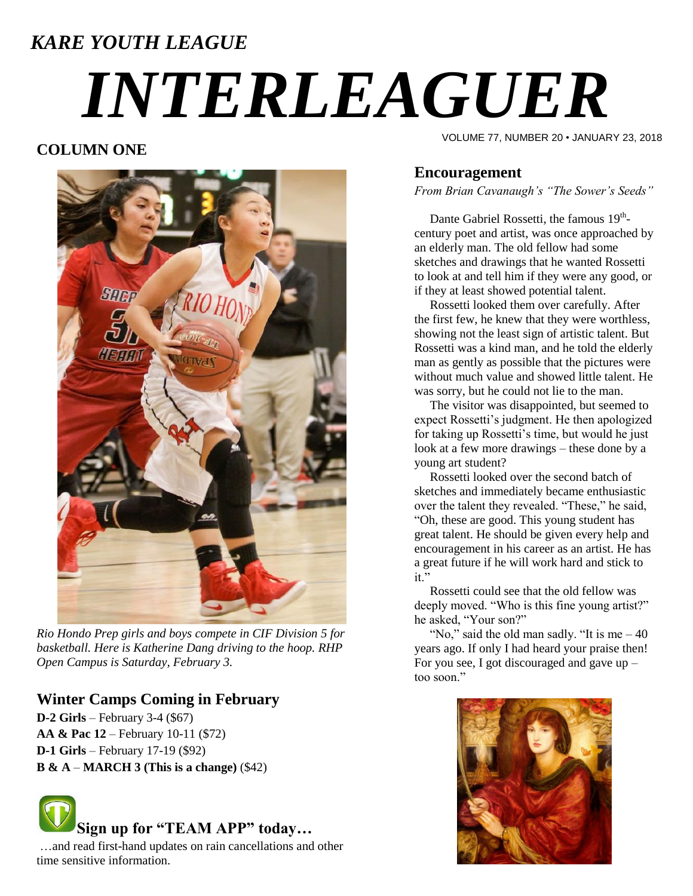*KARE YOUTH LEAGUE*

# *INTERLEAGUER*

VOLUME 77, NUMBER 20 • JANUARY 23, 2018

## COLUMN ONE

*Rio Hondo Prep girls and boys compete in CIF Division 5 for basketball. Here is Katherine Dang driving to the hoop. RHP Open Campus is Saturday, February 3.*

### Winter Camps Coming in February

**D-2 Girls** – February 3-4 ($67)
**AA & Pac 12** – February 10-11 ($72)
**D-1 Girls** – February 17-19 ($92)
**B & A** – **MARCH 3 (This is a change)** ($42)

### Sign up for "TEAM APP" today…

…and read first-hand updates on rain cancellations and other time sensitive information.

### Encouragement

*From Brian Cavanaugh's "The Sower's Seeds"*

Dante Gabriel Rossetti, the famous 19th-century poet and artist, was once approached by an elderly man. The old fellow had some sketches and drawings that he wanted Rossetti to look at and tell him if they were any good, or if they at least showed potential talent.

Rossetti looked them over carefully. After the first few, he knew that they were worthless, showing not the least sign of artistic talent. But Rossetti was a kind man, and he told the elderly man as gently as possible that the pictures were without much value and showed little talent. He was sorry, but he could not lie to the man.

The visitor was disappointed, but seemed to expect Rossetti's judgment. He then apologized for taking up Rossetti's time, but would he just look at a few more drawings – these done by a young art student?

Rossetti looked over the second batch of sketches and immediately became enthusiastic over the talent they revealed. "These," he said, "Oh, these are good. This young student has great talent. He should be given every help and encouragement in his career as an artist. He has a great future if he will work hard and stick to it."

Rossetti could see that the old fellow was deeply moved. "Who is this fine young artist?" he asked, "Your son?"

"No," said the old man sadly. "It is me – 40 years ago. If only I had heard your praise then! For you see, I got discouraged and gave up – too soon."